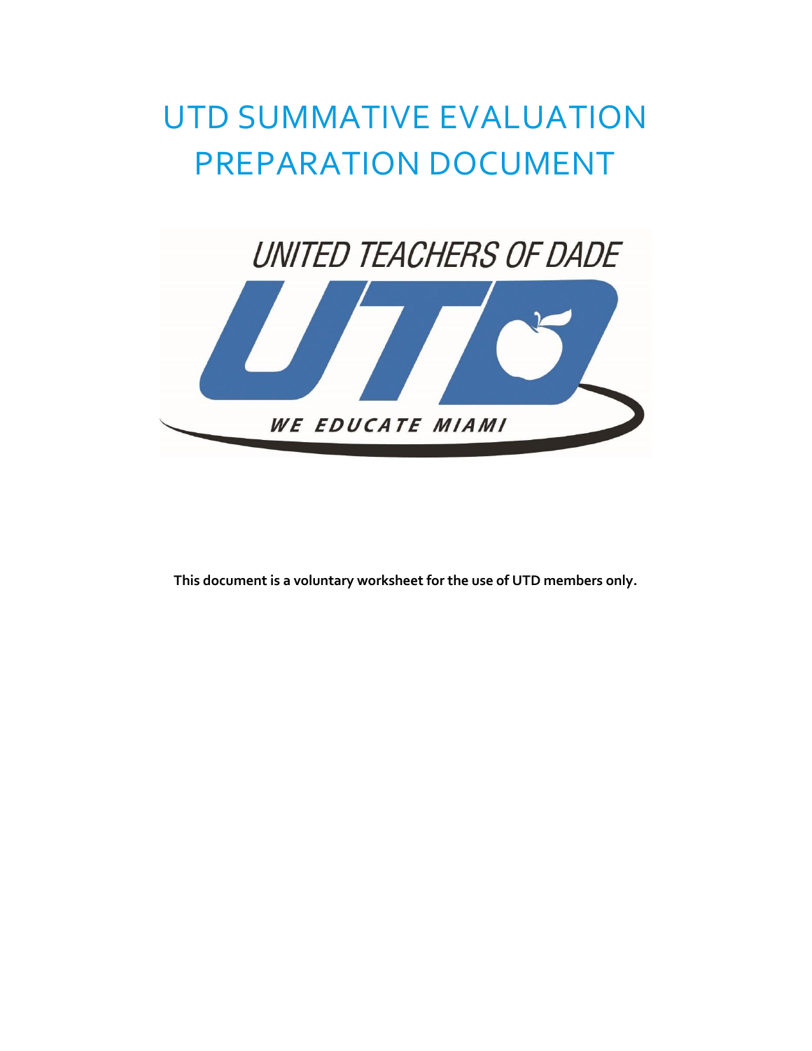# UTD SUMMATIVE EVALUATION PREPARATION DOCUMENT

UNITED TEACHERS OF DADE

UTD

WE EDUCATE MIAMI

**This document is a voluntary worksheet for the use of UTD members only.**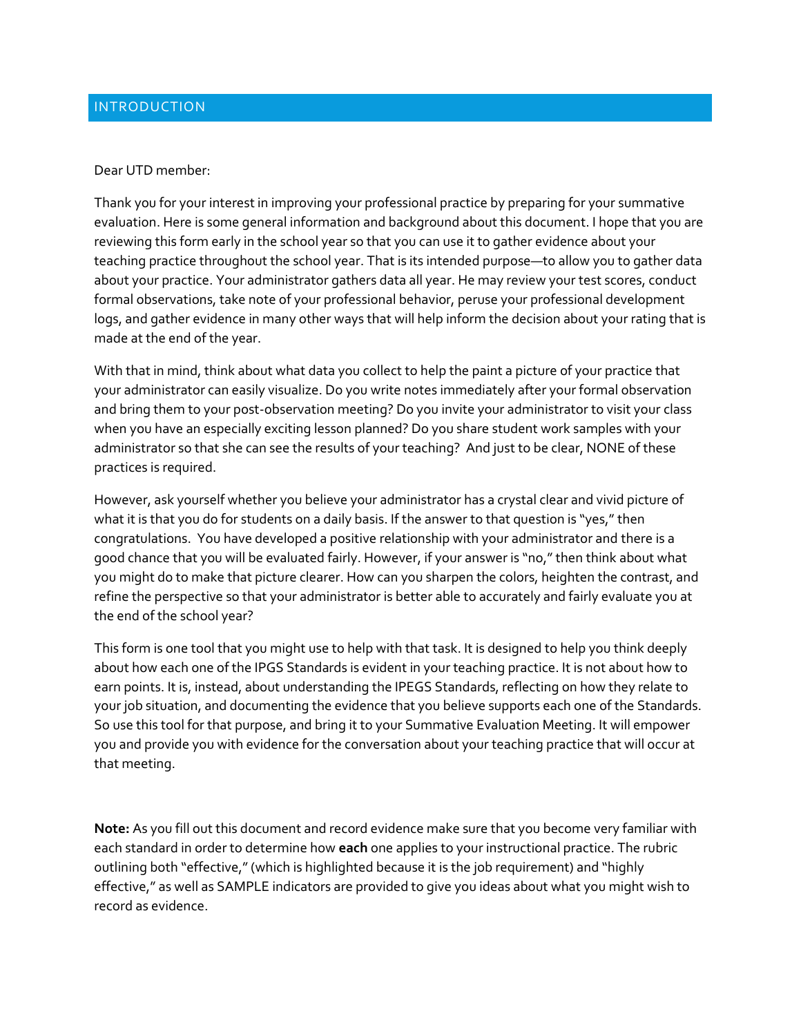## INTRODUCTION

Dear UTD member:

Thank you for your interest in improving your professional practice by preparing for your summative evaluation. Here is some general information and background about this document. I hope that you are reviewing this form early in the school year so that you can use it to gather evidence about your teaching practice throughout the school year. That is its intended purpose—to allow you to gather data about your practice. Your administrator gathers data all year. He may review your test scores, conduct formal observations, take note of your professional behavior, peruse your professional development logs, and gather evidence in many other ways that will help inform the decision about your rating that is made at the end of the year.

With that in mind, think about what data you collect to help the paint a picture of your practice that your administrator can easily visualize. Do you write notes immediately after your formal observation and bring them to your post-observation meeting? Do you invite your administrator to visit your class when you have an especially exciting lesson planned? Do you share student work samples with your administrator so that she can see the results of your teaching? And just to be clear, NONE of these practices is required.

However, ask yourself whether you believe your administrator has a crystal clear and vivid picture of what it is that you do for students on a daily basis. If the answer to that question is "yes," then congratulations. You have developed a positive relationship with your administrator and there is a good chance that you will be evaluated fairly. However, if your answer is "no," then think about what you might do to make that picture clearer. How can you sharpen the colors, heighten the contrast, and refine the perspective so that your administrator is better able to accurately and fairly evaluate you at the end of the school year?

This form is one tool that you might use to help with that task. It is designed to help you think deeply about how each one of the IPGS Standards is evident in your teaching practice. It is not about how to earn points. It is, instead, about understanding the IPEGS Standards, reflecting on how they relate to your job situation, and documenting the evidence that you believe supports each one of the Standards. So use this tool for that purpose, and bring it to your Summative Evaluation Meeting. It will empower you and provide you with evidence for the conversation about your teaching practice that will occur at that meeting.

**Note:** As you fill out this document and record evidence make sure that you become very familiar with each standard in order to determine how **each** one applies to your instructional practice. The rubric outlining both "effective," (which is highlighted because it is the job requirement) and "highly effective," as well as SAMPLE indicators are provided to give you ideas about what you might wish to record as evidence.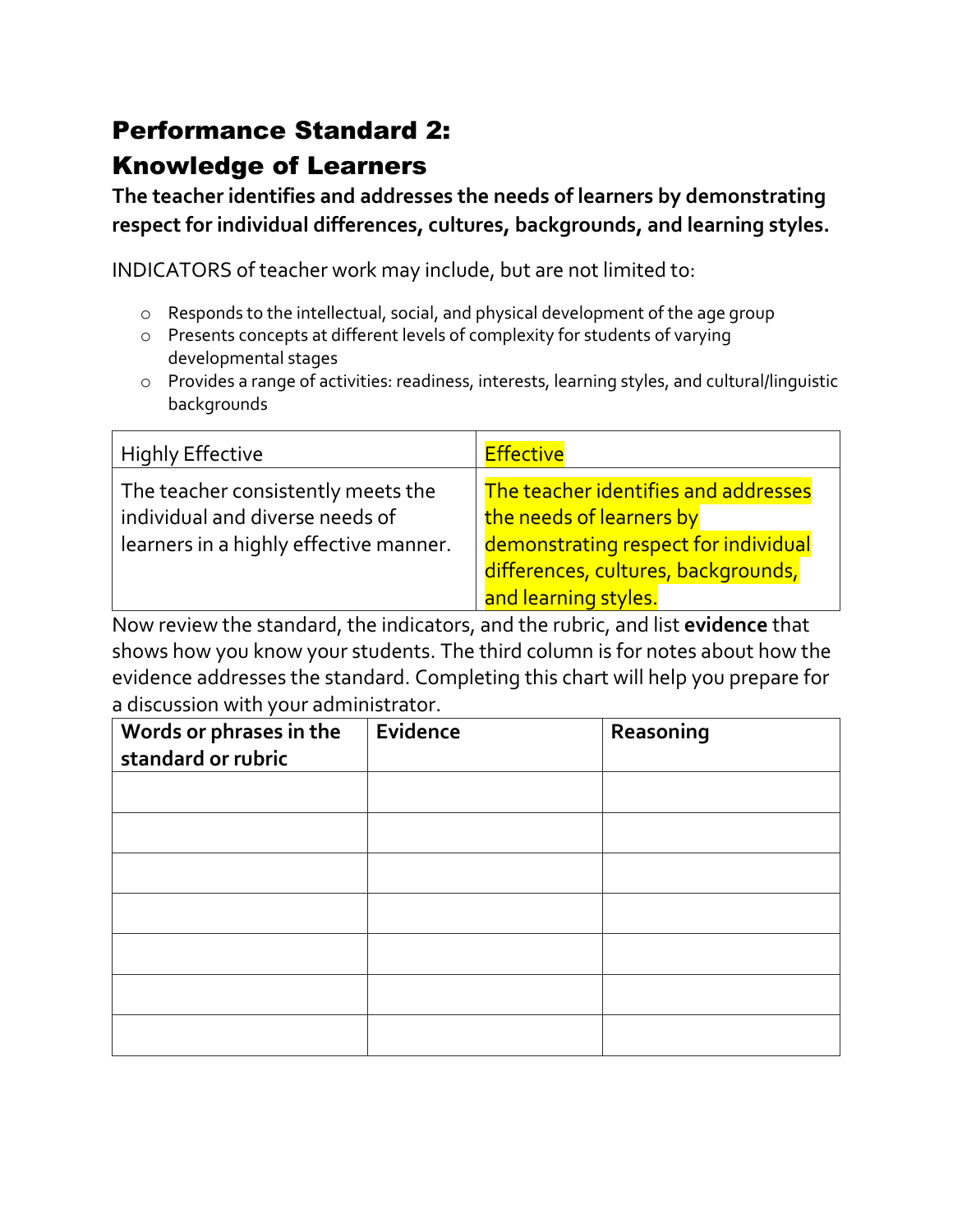# Performance Standard 2:
# Knowledge of Learners

**The teacher identifies and addresses the needs of learners by demonstrating respect for individual differences, cultures, backgrounds, and learning styles.**

INDICATORS of teacher work may include, but are not limited to:

- Responds to the intellectual, social, and physical development of the age group
- Presents concepts at different levels of complexity for students of varying developmental stages
- Provides a range of activities: readiness, interests, learning styles, and cultural/linguistic backgrounds

| Highly Effective | Effective |
|---|---|
| The teacher consistently meets the individual and diverse needs of learners in a highly effective manner. | The teacher identifies and addresses the needs of learners by demonstrating respect for individual differences, cultures, backgrounds, and learning styles. |

Now review the standard, the indicators, and the rubric, and list **evidence** that shows how you know your students. The third column is for notes about how the evidence addresses the standard. Completing this chart will help you prepare for a discussion with your administrator.

| **Words or phrases in the standard or rubric** | **Evidence** | **Reasoning** |
|---|---|---|
| | | |
| | | |
| | | |
| | | |
| | | |
| | | |
| | | |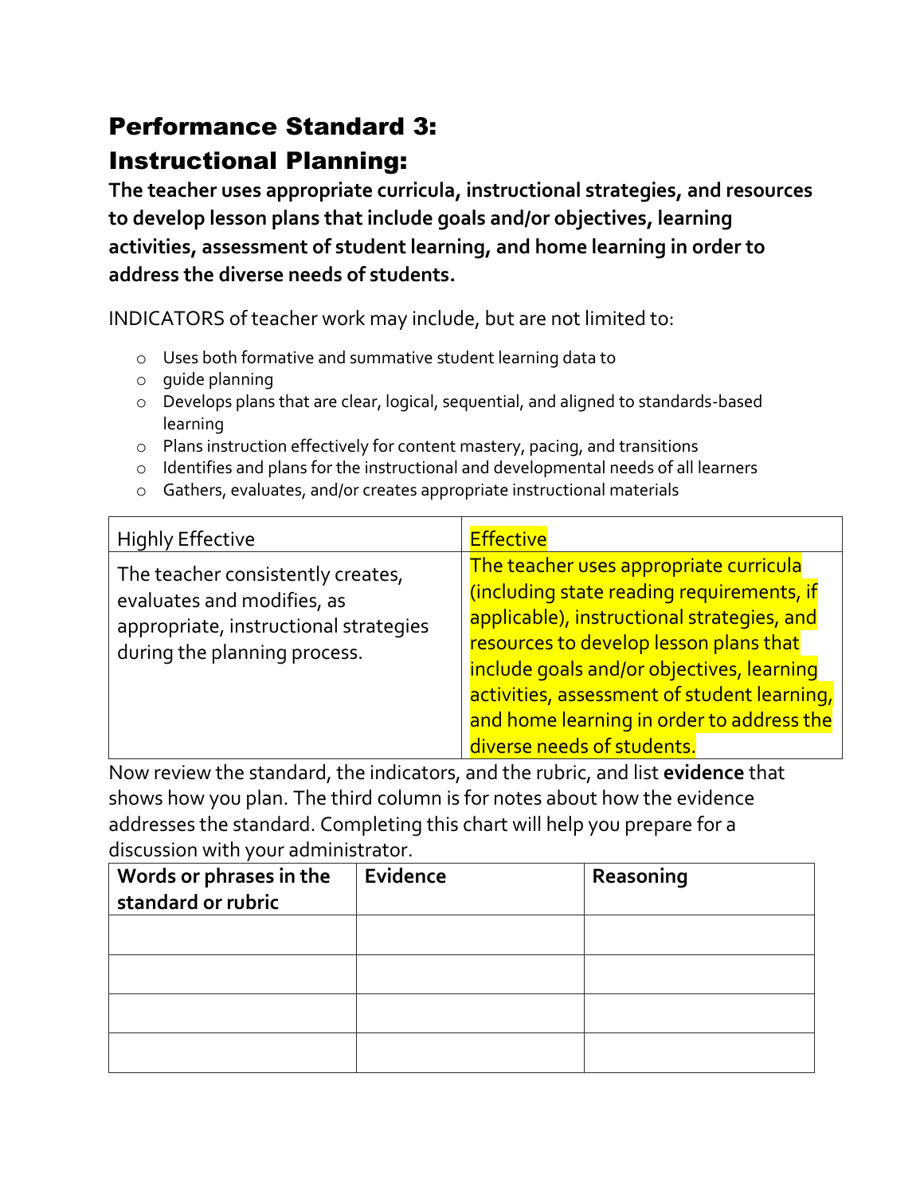# Performance Standard 3:
# Instructional Planning:

**The teacher uses appropriate curricula, instructional strategies, and resources to develop lesson plans that include goals and/or objectives, learning activities, assessment of student learning, and home learning in order to address the diverse needs of students.**

INDICATORS of teacher work may include, but are not limited to:

- Uses both formative and summative student learning data to
- guide planning
- Develops plans that are clear, logical, sequential, and aligned to standards-based learning
- Plans instruction effectively for content mastery, pacing, and transitions
- Identifies and plans for the instructional and developmental needs of all learners
- Gathers, evaluates, and/or creates appropriate instructional materials

| Highly Effective | Effective |
|---|---|
| The teacher consistently creates, evaluates and modifies, as appropriate, instructional strategies during the planning process. | The teacher uses appropriate curricula (including state reading requirements, if applicable), instructional strategies, and resources to develop lesson plans that include goals and/or objectives, learning activities, assessment of student learning, and home learning in order to address the diverse needs of students. |

Now review the standard, the indicators, and the rubric, and list **evidence** that shows how you plan. The third column is for notes about how the evidence addresses the standard. Completing this chart will help you prepare for a discussion with your administrator.

| Words or phrases in the standard or rubric | Evidence | Reasoning |
|---|---|---|
| | | |
| | | |
| | | |
| | | |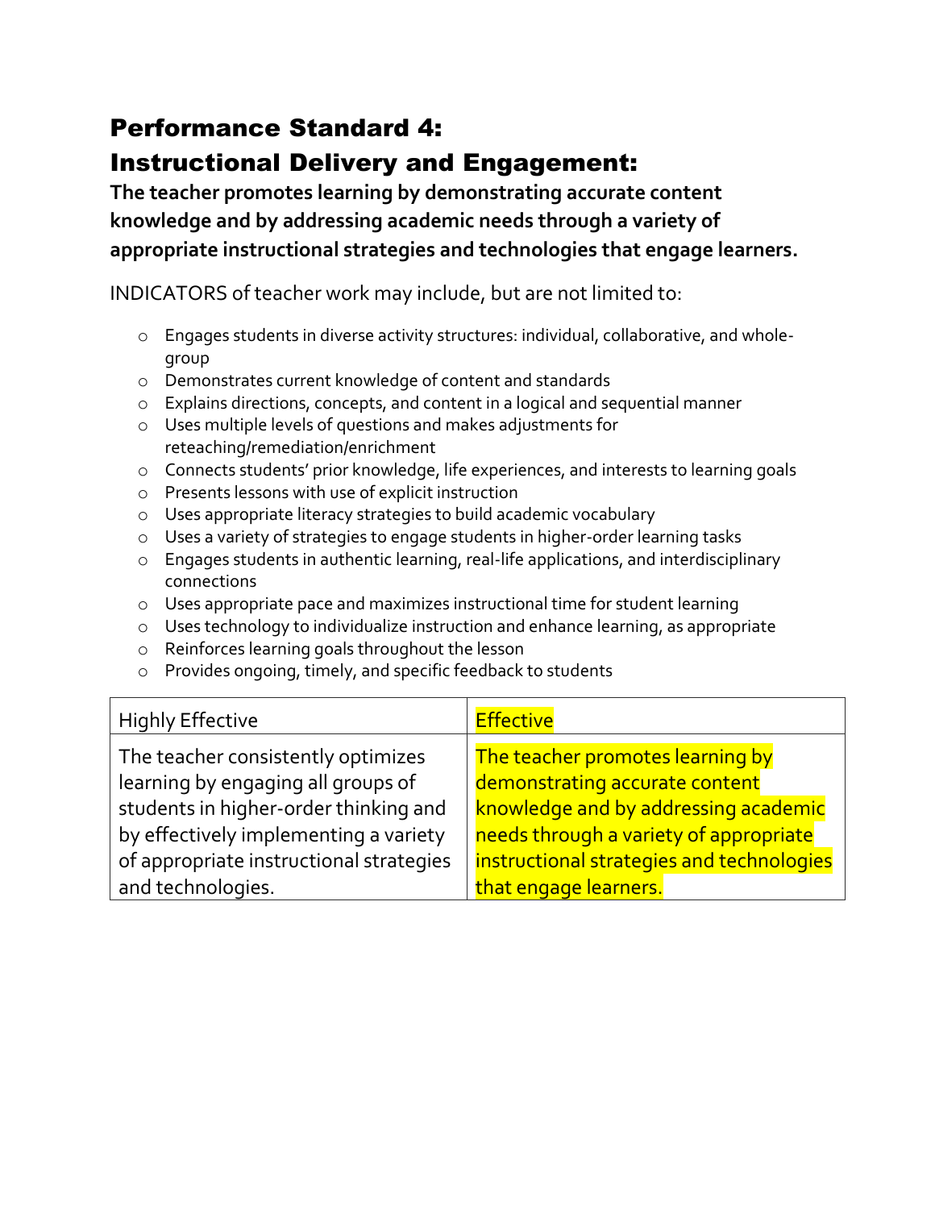# Performance Standard 4:

# Instructional Delivery and Engagement:

**The teacher promotes learning by demonstrating accurate content knowledge and by addressing academic needs through a variety of appropriate instructional strategies and technologies that engage learners.**

INDICATORS of teacher work may include, but are not limited to:

- Engages students in diverse activity structures: individual, collaborative, and whole-group
- Demonstrates current knowledge of content and standards
- Explains directions, concepts, and content in a logical and sequential manner
- Uses multiple levels of questions and makes adjustments for reteaching/remediation/enrichment
- Connects students' prior knowledge, life experiences, and interests to learning goals
- Presents lessons with use of explicit instruction
- Uses appropriate literacy strategies to build academic vocabulary
- Uses a variety of strategies to engage students in higher-order learning tasks
- Engages students in authentic learning, real-life applications, and interdisciplinary connections
- Uses appropriate pace and maximizes instructional time for student learning
- Uses technology to individualize instruction and enhance learning, as appropriate
- Reinforces learning goals throughout the lesson
- Provides ongoing, timely, and specific feedback to students

| Highly Effective | Effective |
| --- | --- |
| The teacher consistently optimizes learning by engaging all groups of students in higher-order thinking and by effectively implementing a variety of appropriate instructional strategies and technologies. | The teacher promotes learning by demonstrating accurate content knowledge and by addressing academic needs through a variety of appropriate instructional strategies and technologies that engage learners. |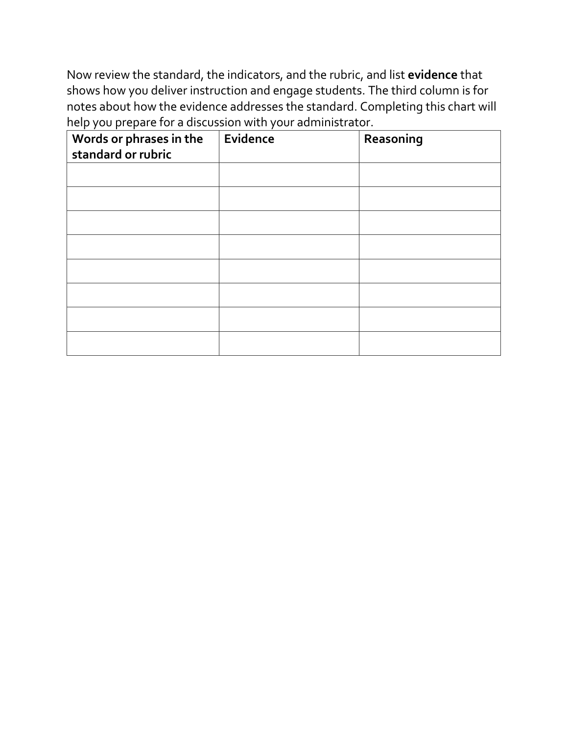Now review the standard, the indicators, and the rubric, and list **evidence** that shows how you deliver instruction and engage students. The third column is for notes about how the evidence addresses the standard. Completing this chart will help you prepare for a discussion with your administrator.

| Words or phrases in the standard or rubric | Evidence | Reasoning |
|---|---|---|
| | | |
| | | |
| | | |
| | | |
| | | |
| | | |
| | | |
| | | |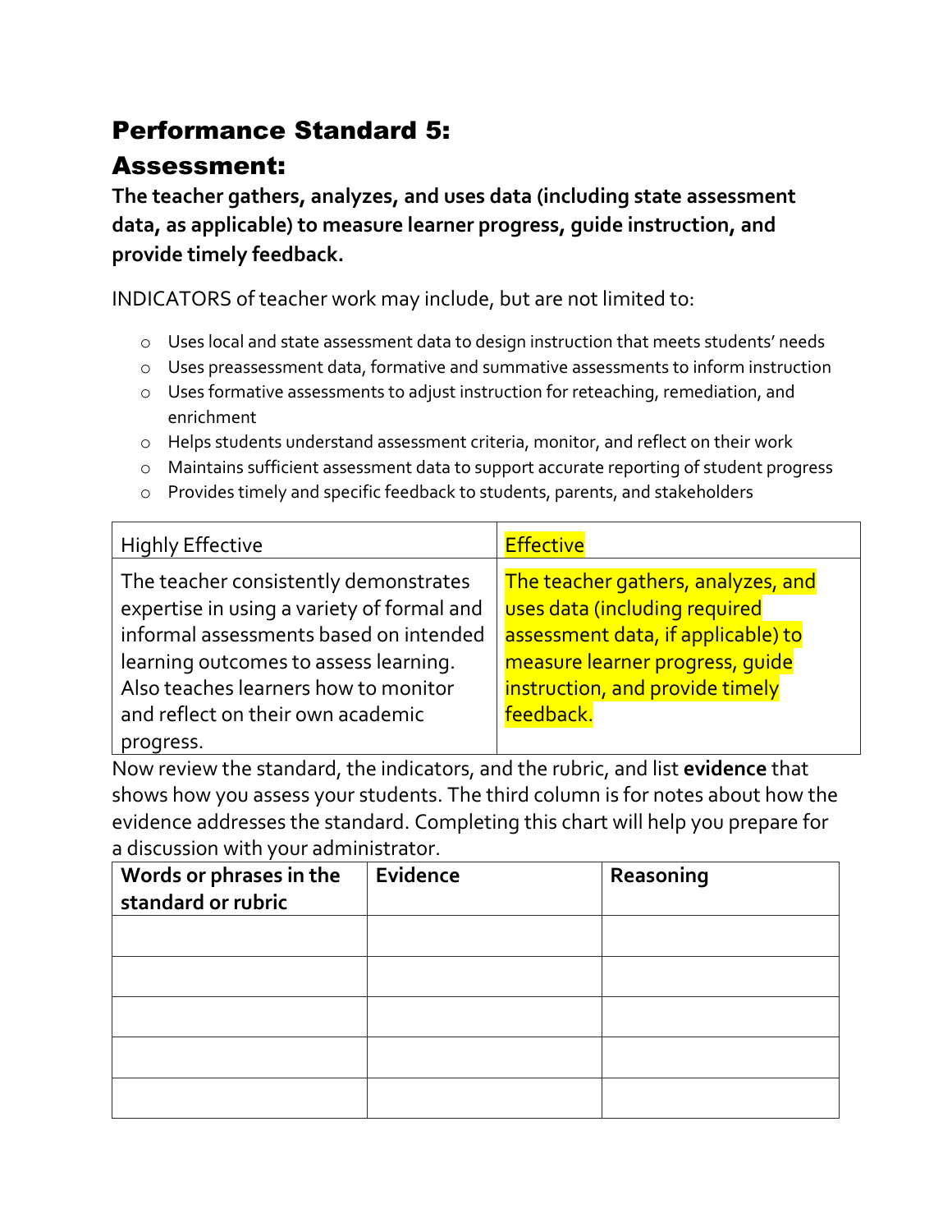# Performance Standard 5:

## Assessment:

**The teacher gathers, analyzes, and uses data (including state assessment data, as applicable) to measure learner progress, guide instruction, and provide timely feedback.**

INDICATORS of teacher work may include, but are not limited to:

- Uses local and state assessment data to design instruction that meets students' needs
- Uses preassessment data, formative and summative assessments to inform instruction
- Uses formative assessments to adjust instruction for reteaching, remediation, and enrichment
- Helps students understand assessment criteria, monitor, and reflect on their work
- Maintains sufficient assessment data to support accurate reporting of student progress
- Provides timely and specific feedback to students, parents, and stakeholders

| Highly Effective | Effective |
|---|---|
| The teacher consistently demonstrates expertise in using a variety of formal and informal assessments based on intended learning outcomes to assess learning. Also teaches learners how to monitor and reflect on their own academic progress. | The teacher gathers, analyzes, and uses data (including required assessment data, if applicable) to measure learner progress, guide instruction, and provide timely feedback. |

Now review the standard, the indicators, and the rubric, and list **evidence** that shows how you assess your students. The third column is for notes about how the evidence addresses the standard. Completing this chart will help you prepare for a discussion with your administrator.

| Words or phrases in the standard or rubric | Evidence | Reasoning |
|---|---|---|
| | | |
| | | |
| | | |
| | | |
| | | |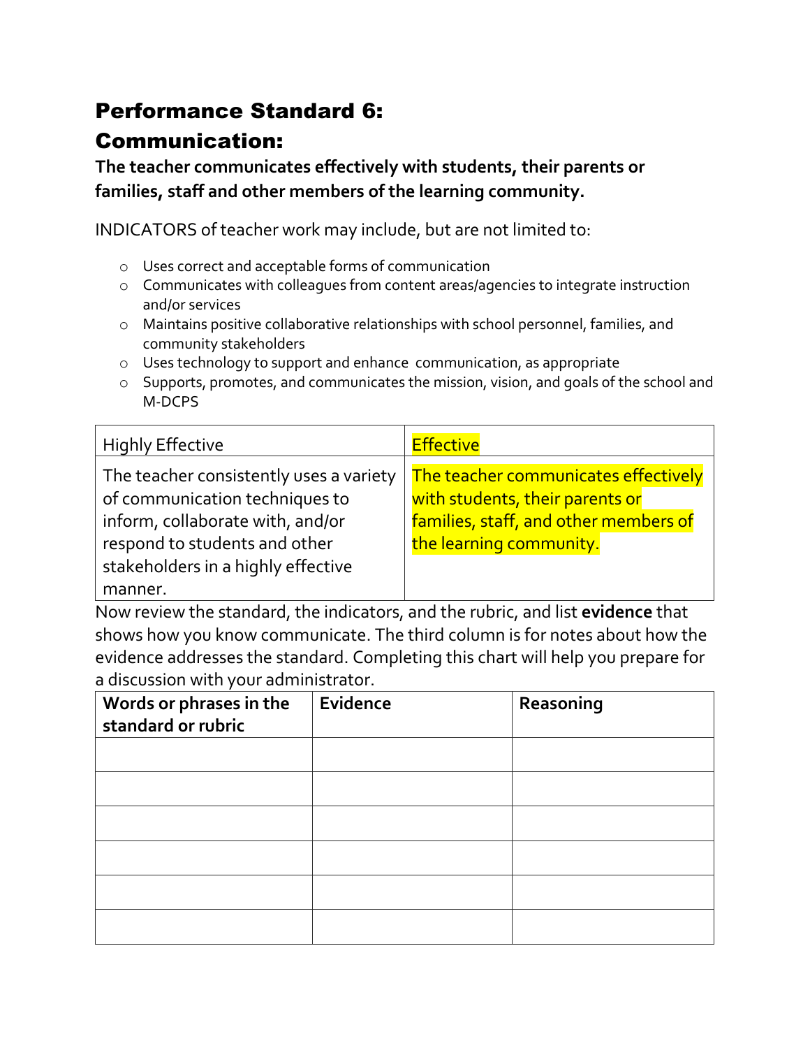# Performance Standard 6:

## Communication:

**The teacher communicates effectively with students, their parents or families, staff and other members of the learning community.**

INDICATORS of teacher work may include, but are not limited to:

- Uses correct and acceptable forms of communication
- Communicates with colleagues from content areas/agencies to integrate instruction and/or services
- Maintains positive collaborative relationships with school personnel, families, and community stakeholders
- Uses technology to support and enhance communication, as appropriate
- Supports, promotes, and communicates the mission, vision, and goals of the school and M-DCPS

| Highly Effective | Effective |
| --- | --- |
| The teacher consistently uses a variety of communication techniques to inform, collaborate with, and/or respond to students and other stakeholders in a highly effective manner. | The teacher communicates effectively with students, their parents or families, staff, and other members of the learning community. |

Now review the standard, the indicators, and the rubric, and list **evidence** that shows how you know communicate. The third column is for notes about how the evidence addresses the standard. Completing this chart will help you prepare for a discussion with your administrator.

| Words or phrases in the standard or rubric | Evidence | Reasoning |
| --- | --- | --- |
| | | |
| | | |
| | | |
| | | |
| | | |
| | | |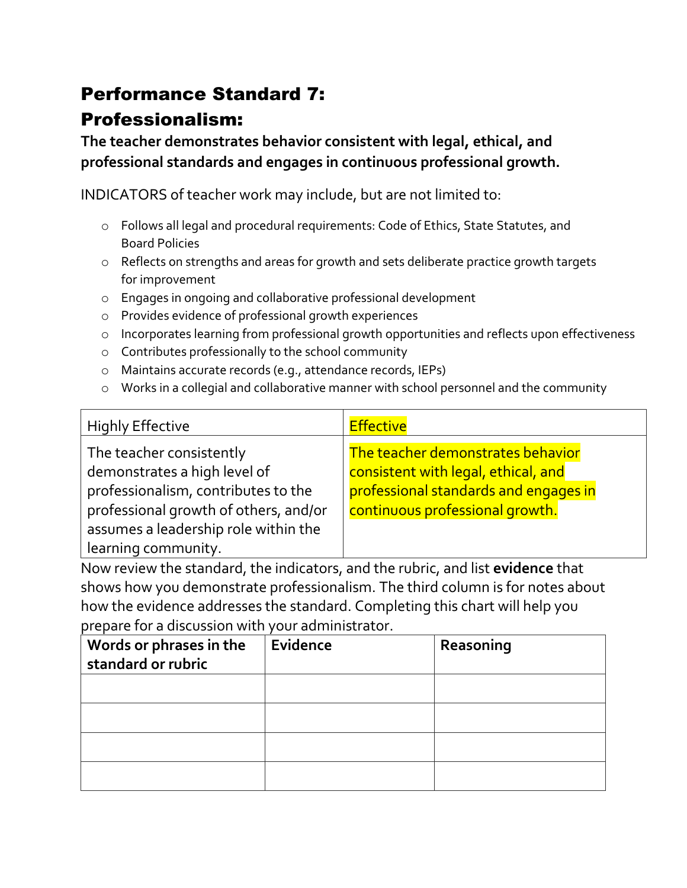# Performance Standard 7:

# Professionalism:

**The teacher demonstrates behavior consistent with legal, ethical, and professional standards and engages in continuous professional growth.**

INDICATORS of teacher work may include, but are not limited to:

- Follows all legal and procedural requirements: Code of Ethics, State Statutes, and Board Policies
- Reflects on strengths and areas for growth and sets deliberate practice growth targets for improvement
- Engages in ongoing and collaborative professional development
- Provides evidence of professional growth experiences
- Incorporates learning from professional growth opportunities and reflects upon effectiveness
- Contributes professionally to the school community
- Maintains accurate records (e.g., attendance records, IEPs)
- Works in a collegial and collaborative manner with school personnel and the community

| Highly Effective | Effective |
|---|---|
| The teacher consistently demonstrates a high level of professionalism, contributes to the professional growth of others, and/or assumes a leadership role within the learning community. | The teacher demonstrates behavior consistent with legal, ethical, and professional standards and engages in continuous professional growth. |

Now review the standard, the indicators, and the rubric, and list **evidence** that shows how you demonstrate professionalism. The third column is for notes about how the evidence addresses the standard. Completing this chart will help you prepare for a discussion with your administrator.

| Words or phrases in the standard or rubric | Evidence | Reasoning |
|---|---|---|
| | | |
| | | |
| | | |
| | | |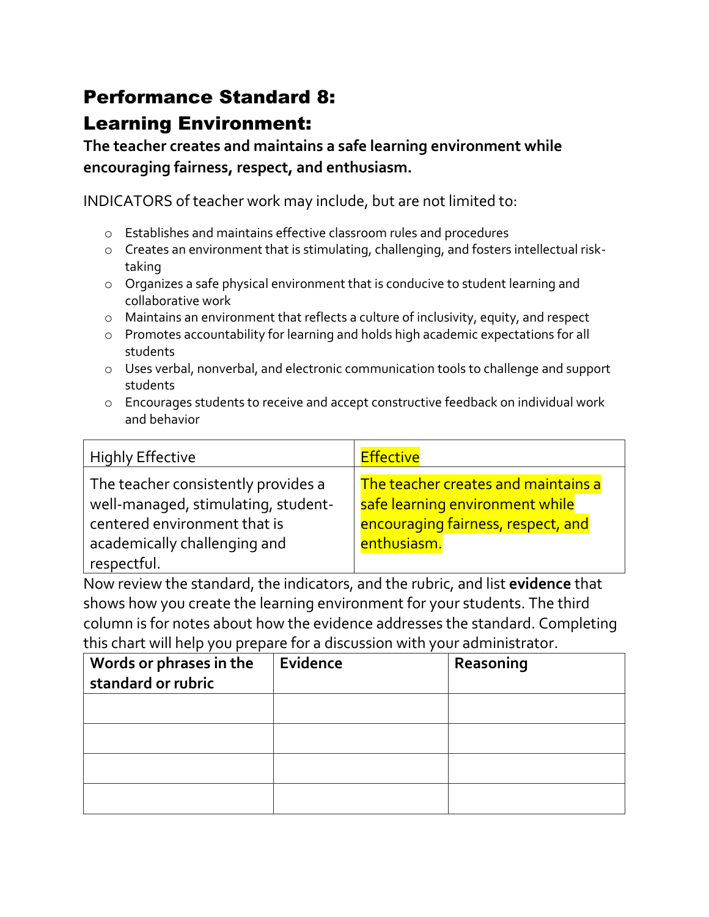# Performance Standard 8:

## Learning Environment:

**The teacher creates and maintains a safe learning environment while encouraging fairness, respect, and enthusiasm.**

INDICATORS of teacher work may include, but are not limited to:

- Establishes and maintains effective classroom rules and procedures
- Creates an environment that is stimulating, challenging, and fosters intellectual risk-taking
- Organizes a safe physical environment that is conducive to student learning and collaborative work
- Maintains an environment that reflects a culture of inclusivity, equity, and respect
- Promotes accountability for learning and holds high academic expectations for all students
- Uses verbal, nonverbal, and electronic communication tools to challenge and support students
- Encourages students to receive and accept constructive feedback on individual work and behavior

| Highly Effective | Effective |
|---|---|
| The teacher consistently provides a well-managed, stimulating, student-centered environment that is academically challenging and respectful. | The teacher creates and maintains a safe learning environment while encouraging fairness, respect, and enthusiasm. |

Now review the standard, the indicators, and the rubric, and list **evidence** that shows how you create the learning environment for your students. The third column is for notes about how the evidence addresses the standard. Completing this chart will help you prepare for a discussion with your administrator.

| Words or phrases in the standard or rubric | Evidence | Reasoning |
|---|---|---|
| | | |
| | | |
| | | |
| | | |